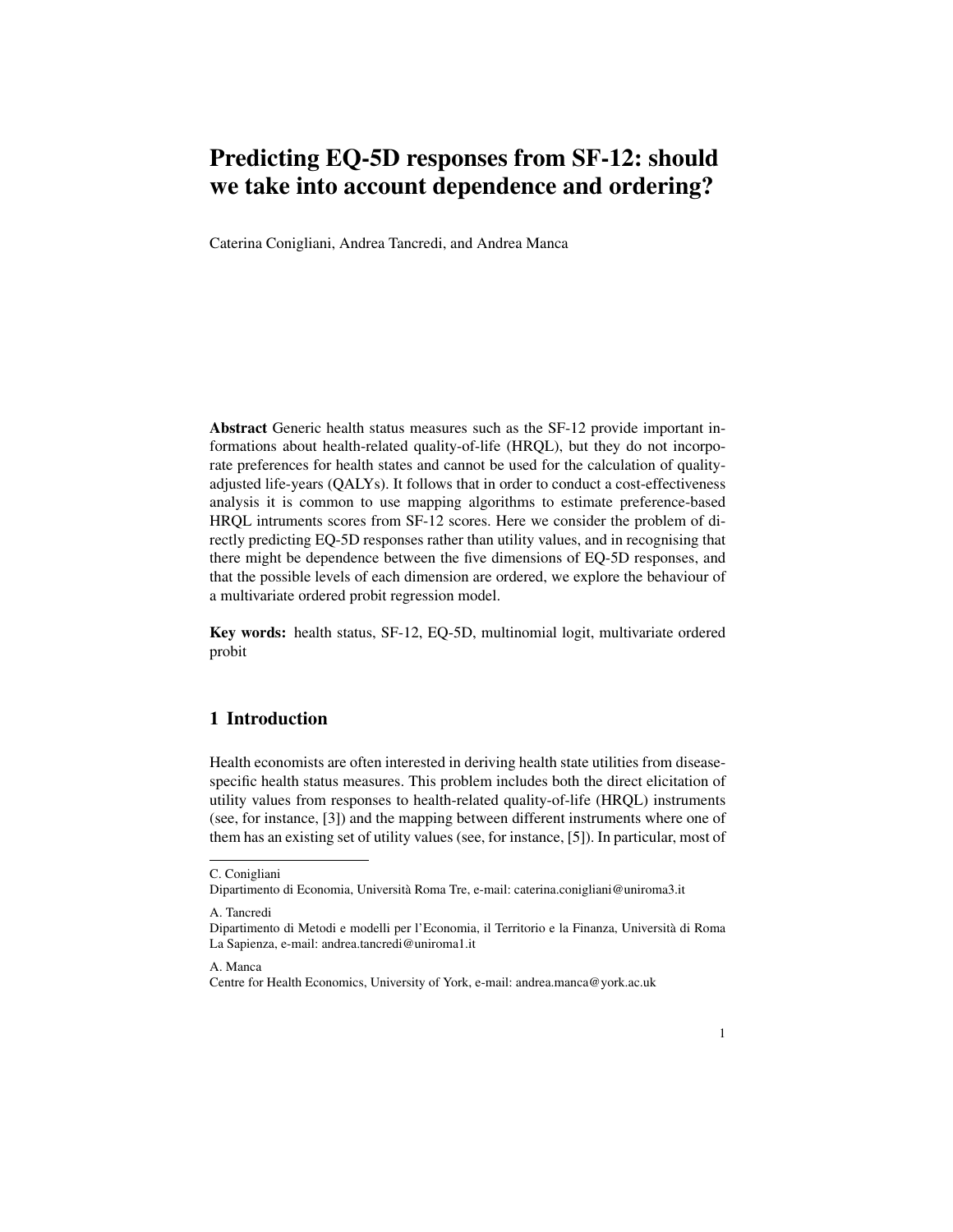# Predicting EQ-5D responses from SF-12: should we take into account dependence and ordering?

Caterina Conigliani, Andrea Tancredi, and Andrea Manca

**Abstract** Generic health status measures such as the SF-12 provide important informations about health-related quality-of-life (HRQL), but they do not incorporate preferences for health states and cannot be used for the calculation of quality-adjusted life-years (QALYs). It follows that in order to conduct a cost-effectiveness analysis it is common to use mapping algorithms to estimate preference-based HRQL intruments scores from SF-12 scores. Here we consider the problem of directly predicting EQ-5D responses rather than utility values, and in recognising that there might be dependence between the five dimensions of EQ-5D responses, and that the possible levels of each dimension are ordered, we explore the behaviour of a multivariate ordered probit regression model.

**Key words:** health status, SF-12, EQ-5D, multinomial logit, multivariate ordered probit

## 1 Introduction

Health economists are often interested in deriving health state utilities from disease-specific health status measures. This problem includes both the direct elicitation of utility values from responses to health-related quality-of-life (HRQL) instruments (see, for instance, [3]) and the mapping between different instruments where one of them has an existing set of utility values (see, for instance, [5]). In particular, most of

---

C. Conigliani
Dipartimento di Economia, Università Roma Tre, e-mail: caterina.conigliani@uniroma3.it

A. Tancredi
Dipartimento di Metodi e modelli per l'Economia, il Territorio e la Finanza, Università di Roma La Sapienza, e-mail: andrea.tancredi@uniroma1.it

A. Manca
Centre for Health Economics, University of York, e-mail: andrea.manca@york.ac.uk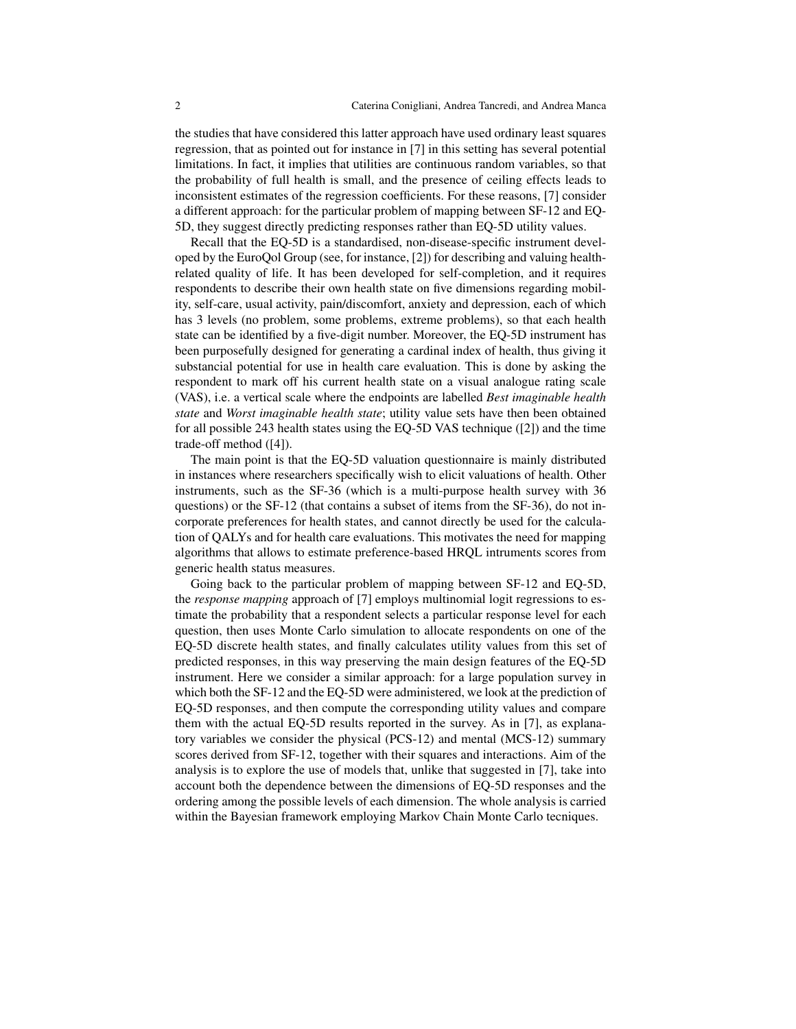the studies that have considered this latter approach have used ordinary least squares regression, that as pointed out for instance in [7] in this setting has several potential limitations. In fact, it implies that utilities are continuous random variables, so that the probability of full health is small, and the presence of ceiling effects leads to inconsistent estimates of the regression coefficients. For these reasons, [7] consider a different approach: for the particular problem of mapping between SF-12 and EQ-5D, they suggest directly predicting responses rather than EQ-5D utility values.

Recall that the EQ-5D is a standardised, non-disease-specific instrument developed by the EuroQol Group (see, for instance, [2]) for describing and valuing health-related quality of life. It has been developed for self-completion, and it requires respondents to describe their own health state on five dimensions regarding mobility, self-care, usual activity, pain/discomfort, anxiety and depression, each of which has 3 levels (no problem, some problems, extreme problems), so that each health state can be identified by a five-digit number. Moreover, the EQ-5D instrument has been purposefully designed for generating a cardinal index of health, thus giving it substancial potential for use in health care evaluation. This is done by asking the respondent to mark off his current health state on a visual analogue rating scale (VAS), i.e. a vertical scale where the endpoints are labelled *Best imaginable health state* and *Worst imaginable health state*; utility value sets have then been obtained for all possible 243 health states using the EQ-5D VAS technique ([2]) and the time trade-off method ([4]).

The main point is that the EQ-5D valuation questionnaire is mainly distributed in instances where researchers specifically wish to elicit valuations of health. Other instruments, such as the SF-36 (which is a multi-purpose health survey with 36 questions) or the SF-12 (that contains a subset of items from the SF-36), do not incorporate preferences for health states, and cannot directly be used for the calculation of QALYs and for health care evaluations. This motivates the need for mapping algorithms that allows to estimate preference-based HRQL intruments scores from generic health status measures.

Going back to the particular problem of mapping between SF-12 and EQ-5D, the *response mapping* approach of [7] employs multinomial logit regressions to estimate the probability that a respondent selects a particular response level for each question, then uses Monte Carlo simulation to allocate respondents on one of the EQ-5D discrete health states, and finally calculates utility values from this set of predicted responses, in this way preserving the main design features of the EQ-5D instrument. Here we consider a similar approach: for a large population survey in which both the SF-12 and the EQ-5D were administered, we look at the prediction of EQ-5D responses, and then compute the corresponding utility values and compare them with the actual EQ-5D results reported in the survey. As in [7], as explanatory variables we consider the physical (PCS-12) and mental (MCS-12) summary scores derived from SF-12, together with their squares and interactions. Aim of the analysis is to explore the use of models that, unlike that suggested in [7], take into account both the dependence between the dimensions of EQ-5D responses and the ordering among the possible levels of each dimension. The whole analysis is carried within the Bayesian framework employing Markov Chain Monte Carlo tecniques.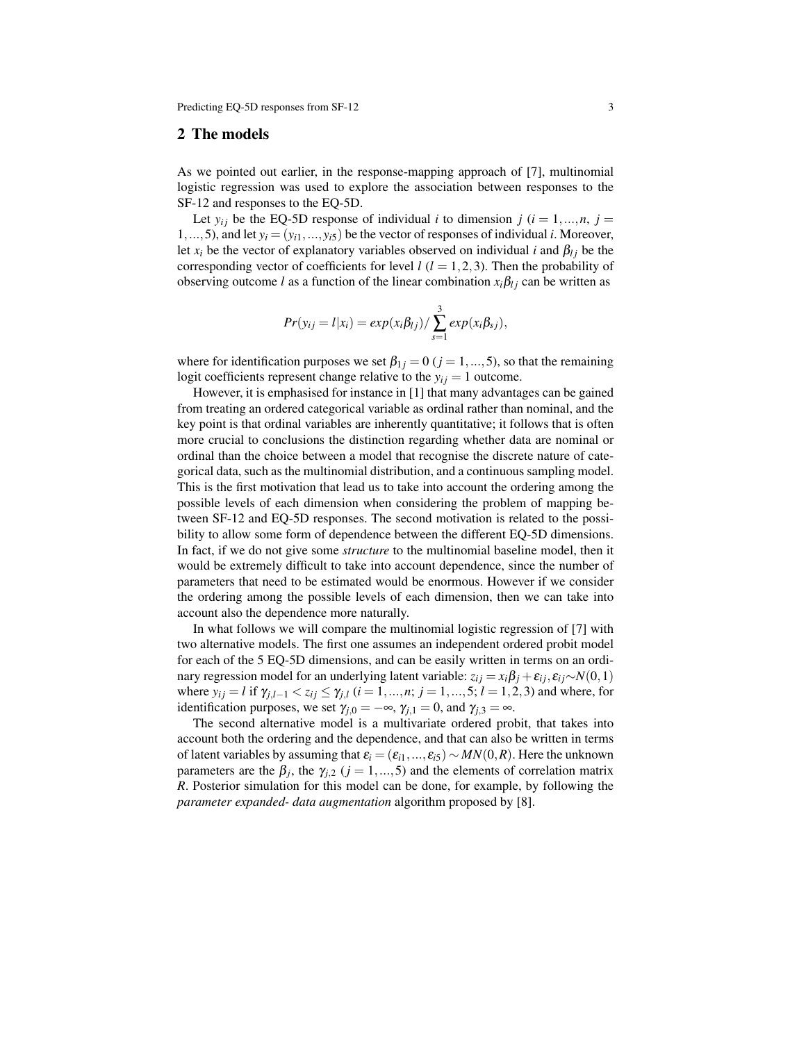## 2 The models

As we pointed out earlier, in the response-mapping approach of [7], multinomial logistic regression was used to explore the association between responses to the SF-12 and responses to the EQ-5D.

Let $y_{ij}$ be the EQ-5D response of individual $i$ to dimension $j$ ($i = 1,...,n$, $j = 1,...,5$), and let $y_i = (y_{i1},...,y_{i5})$ be the vector of responses of individual $i$. Moreover, let $x_i$ be the vector of explanatory variables observed on individual $i$ and $\beta_{lj}$ be the corresponding vector of coefficients for level $l$ ($l = 1,2,3$). Then the probability of observing outcome $l$ as a function of the linear combination $x_i\beta_{lj}$ can be written as

$$Pr(y_{ij} = l|x_i) = exp(x_i\beta_{lj}) / \sum_{s=1}^{3} exp(x_i\beta_{sj}),$$

where for identification purposes we set $\beta_{1j} = 0$ ($j = 1,...,5$), so that the remaining logit coefficients represent change relative to the $y_{ij} = 1$ outcome.

However, it is emphasised for instance in [1] that many advantages can be gained from treating an ordered categorical variable as ordinal rather than nominal, and the key point is that ordinal variables are inherently quantitative; it follows that is often more crucial to conclusions the distinction regarding whether data are nominal or ordinal than the choice between a model that recognise the discrete nature of categorical data, such as the multinomial distribution, and a continuous sampling model. This is the first motivation that lead us to take into account the ordering among the possible levels of each dimension when considering the problem of mapping between SF-12 and EQ-5D responses. The second motivation is related to the possibility to allow some form of dependence between the different EQ-5D dimensions. In fact, if we do not give some ***structure*** to the multinomial baseline model, then it would be extremely difficult to take into account dependence, since the number of parameters that need to be estimated would be enormous. However if we consider the ordering among the possible levels of each dimension, then we can take into account also the dependence more naturally.

In what follows we will compare the multinomial logistic regression of [7] with two alternative models. The first one assumes an independent ordered probit model for each of the 5 EQ-5D dimensions, and can be easily written in terms on an ordinary regression model for an underlying latent variable: $z_{ij} = x_i\beta_j + \varepsilon_{ij}, \varepsilon_{ij} \sim N(0,1)$ where $y_{ij} = l$ if $\gamma_{j,l-1} < z_{ij} \leq \gamma_{j,l}$ ($i = 1,...,n$; $j = 1,...,5$; $l = 1,2,3$) and where, for identification purposes, we set $\gamma_{j,0} = -\infty$, $\gamma_{j,1} = 0$, and $\gamma_{j,3} = \infty$.

The second alternative model is a multivariate ordered probit, that takes into account both the ordering and the dependence, and that can also be written in terms of latent variables by assuming that $\varepsilon_i = (\varepsilon_{i1},...,\varepsilon_{i5}) \sim MN(0,R)$. Here the unknown parameters are the $\beta_j$, the $\gamma_{j,2}$ ($j = 1,...,5$) and the elements of correlation matrix $R$. Posterior simulation for this model can be done, for example, by following the *parameter expanded- data augmentation* algorithm proposed by [8].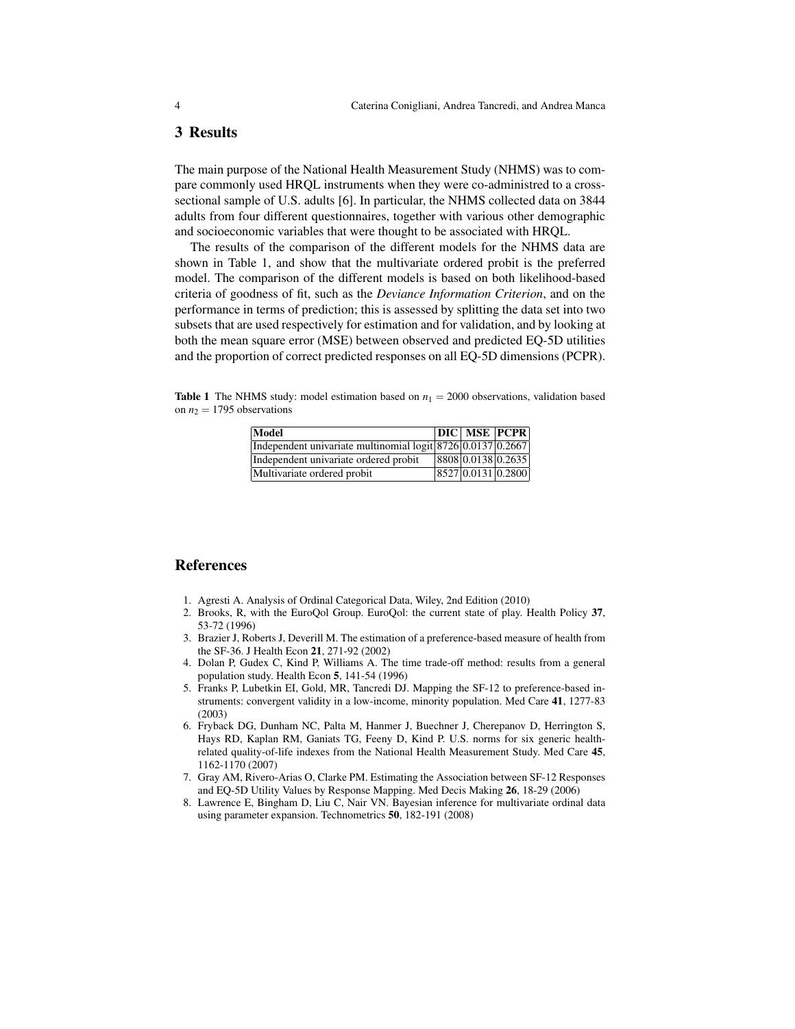## 3 Results

The main purpose of the National Health Measurement Study (NHMS) was to compare commonly used HRQL instruments when they were co-administred to a cross-sectional sample of U.S. adults [6]. In particular, the NHMS collected data on 3844 adults from four different questionnaires, together with various other demographic and socioeconomic variables that were thought to be associated with HRQL.

The results of the comparison of the different models for the NHMS data are shown in Table 1, and show that the multivariate ordered probit is the preferred model. The comparison of the different models is based on both likelihood-based criteria of goodness of fit, such as the *Deviance Information Criterion*, and on the performance in terms of prediction; this is assessed by splitting the data set into two subsets that are used respectively for estimation and for validation, and by looking at both the mean square error (MSE) between observed and predicted EQ-5D utilities and the proportion of correct predicted responses on all EQ-5D dimensions (PCPR).

**Table 1** The NHMS study: model estimation based on $n_1 = 2000$ observations, validation based on $n_2 = 1795$ observations

| Model | DIC | MSE | PCPR |
|---|---|---|---|
| Independent univariate multinomial logit | 8726 | 0.0137 | 0.2667 |
| Independent univariate ordered probit | 8808 | 0.0138 | 0.2635 |
| Multivariate ordered probit | 8527 | 0.0131 | 0.2800 |

## References

1. Agresti A. Analysis of Ordinal Categorical Data, Wiley, 2nd Edition (2010)
2. Brooks, R, with the EuroQol Group. EuroQol: the current state of play. Health Policy **37**, 53-72 (1996)
3. Brazier J, Roberts J, Deverill M. The estimation of a preference-based measure of health from the SF-36. J Health Econ **21**, 271-92 (2002)
4. Dolan P, Gudex C, Kind P, Williams A. The time trade-off method: results from a general population study. Health Econ **5**, 141-54 (1996)
5. Franks P, Lubetkin EI, Gold, MR, Tancredi DJ. Mapping the SF-12 to preference-based instruments: convergent validity in a low-income, minority population. Med Care **41**, 1277-83 (2003)
6. Fryback DG, Dunham NC, Palta M, Hanmer J, Buechner J, Cherepanov D, Herrington S, Hays RD, Kaplan RM, Ganiats TG, Feeny D, Kind P. U.S. norms for six generic health-related quality-of-life indexes from the National Health Measurement Study. Med Care **45**, 1162-1170 (2007)
7. Gray AM, Rivero-Arias O, Clarke PM. Estimating the Association between SF-12 Responses and EQ-5D Utility Values by Response Mapping. Med Decis Making **26**, 18-29 (2006)
8. Lawrence E, Bingham D, Liu C, Nair VN. Bayesian inference for multivariate ordinal data using parameter expansion. Technometrics **50**, 182-191 (2008)